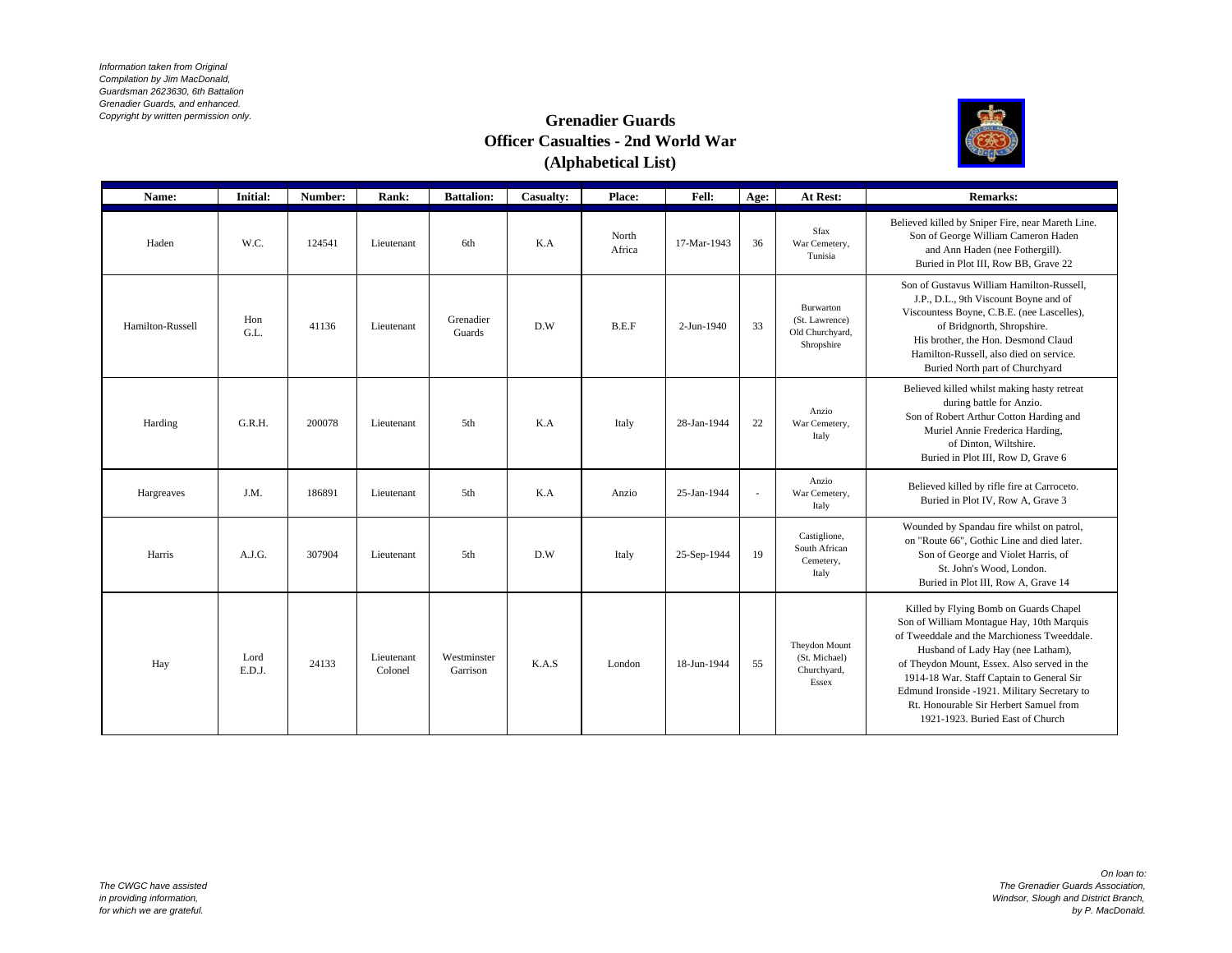*Information taken from Original Compilation by Jim MacDonald, Guardsman 2623630, 6th Battalion Grenadier Guards, and enhanced. Copyright by written permission only.*

# Grenadier Guards
## Officer Casualties - 2nd World War
### (Alphabetical List)

| Name: | Initial: | Number: | Rank: | Battalion: | Casualty: | Place: | Fell: | Age: | At Rest: | Remarks: |
|---|---|---|---|---|---|---|---|---|---|---|
| Haden | W.C. | 124541 | Lieutenant | 6th | K.A | North Africa | 17-Mar-1943 | 36 | Sfax War Cemetery, Tunisia | Believed killed by Sniper Fire, near Mareth Line. Son of George William Cameron Haden and Ann Haden (nee Fothergill). Buried in Plot III, Row BB, Grave 22 |
| Hamilton-Russell | Hon G.L. | 41136 | Lieutenant | Grenadier Guards | D.W | B.E.F | 2-Jun-1940 | 33 | Burwarton (St. Lawrence) Old Churchyard, Shropshire | Son of Gustavus William Hamilton-Russell, J.P., D.L., 9th Viscount Boyne and of Viscountess Boyne, C.B.E. (nee Lascelles), of Bridgnorth, Shropshire. His brother, the Hon. Desmond Claud Hamilton-Russell, also died on service. Buried North part of Churchyard |
| Harding | G.R.H. | 200078 | Lieutenant | 5th | K.A | Italy | 28-Jan-1944 | 22 | Anzio War Cemetery, Italy | Believed killed whilst making hasty retreat during battle for Anzio. Son of Robert Arthur Cotton Harding and Muriel Annie Frederica Harding, of Dinton, Wiltshire. Buried in Plot III, Row D, Grave 6 |
| Hargreaves | J.M. | 186891 | Lieutenant | 5th | K.A | Anzio | 25-Jan-1944 | - | Anzio War Cemetery, Italy | Believed killed by rifle fire at Carroceto. Buried in Plot IV, Row A, Grave 3 |
| Harris | A.J.G. | 307904 | Lieutenant | 5th | D.W | Italy | 25-Sep-1944 | 19 | Castiglione, South African Cemetery, Italy | Wounded by Spandau fire whilst on patrol, on "Route 66", Gothic Line and died later. Son of George and Violet Harris, of St. John's Wood, London. Buried in Plot III, Row A, Grave 14 |
| Hay | Lord E.D.J. | 24133 | Lieutenant Colonel | Westminster Garrison | K.A.S | London | 18-Jun-1944 | 55 | Theydon Mount (St. Michael) Churchyard, Essex | Killed by Flying Bomb on Guards Chapel Son of William Montague Hay, 10th Marquis of Tweeddale and the Marchioness Tweeddale. Husband of Lady Hay (nee Latham), of Theydon Mount, Essex. Also served in the 1914-18 War. Staff Captain to General Sir Edmund Ironside -1921. Military Secretary to Rt. Honourable Sir Herbert Samuel from 1921-1923. Buried East of Church |

*The CWGC have assisted in providing information, for which we are grateful.*

*On loan to: The Grenadier Guards Association, Windsor, Slough and District Branch, by P. MacDonald.*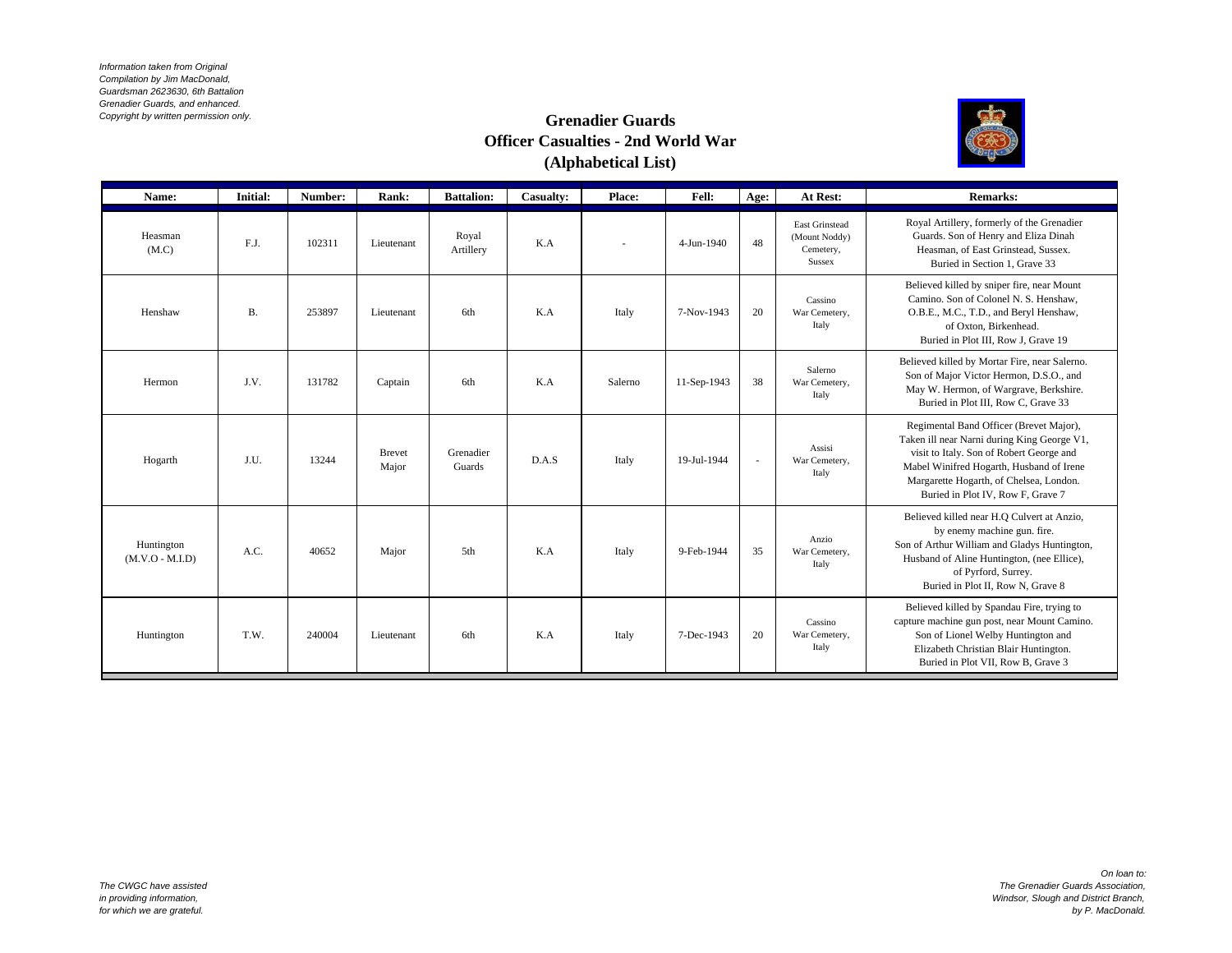*Information taken from Original Compilation by Jim MacDonald, Guardsman 2623630, 6th Battalion Grenadier Guards, and enhanced. Copyright by written permission only.*

# Grenadier Guards
## Officer Casualties - 2nd World War
## (Alphabetical List)

| Name: | Initial: | Number: | Rank: | Battalion: | Casualty: | Place: | Fell: | Age: | At Rest: | Remarks: |
|---|---|---|---|---|---|---|---|---|---|---|
| Heasman (M.C) | F.J. | 102311 | Lieutenant | Royal Artillery | K.A | - | 4-Jun-1940 | 48 | East Grinstead (Mount Noddy) Cemetery, Sussex | Royal Artillery, formerly of the Grenadier Guards. Son of Henry and Eliza Dinah Heasman, of East Grinstead, Sussex. Buried in Section 1, Grave 33 |
| Henshaw | B. | 253897 | Lieutenant | 6th | K.A | Italy | 7-Nov-1943 | 20 | Cassino War Cemetery, Italy | Believed killed by sniper fire, near Mount Camino. Son of Colonel N. S. Henshaw, O.B.E., M.C., T.D., and Beryl Henshaw, of Oxton, Birkenhead. Buried in Plot III, Row J, Grave 19 |
| Hermon | J.V. | 131782 | Captain | 6th | K.A | Salerno | 11-Sep-1943 | 38 | Salerno War Cemetery, Italy | Believed killed by Mortar Fire, near Salerno. Son of Major Victor Hermon, D.S.O., and May W. Hermon, of Wargrave, Berkshire. Buried in Plot III, Row C, Grave 33 |
| Hogarth | J.U. | 13244 | Brevet Major | Grenadier Guards | D.A.S | Italy | 19-Jul-1944 | - | Assisi War Cemetery, Italy | Regimental Band Officer (Brevet Major), Taken ill near Narni during King George V1, visit to Italy. Son of Robert George and Mabel Winifred Hogarth, Husband of Irene Margarette Hogarth, of Chelsea, London. Buried in Plot IV, Row F, Grave 7 |
| Huntington (M.V.O - M.I.D) | A.C. | 40652 | Major | 5th | K.A | Italy | 9-Feb-1944 | 35 | Anzio War Cemetery, Italy | Believed killed near H.Q Culvert at Anzio, by enemy machine gun. fire. Son of Arthur William and Gladys Huntington, Husband of Aline Huntington, (nee Ellice), of Pyrford, Surrey. Buried in Plot II, Row N, Grave 8 |
| Huntington | T.W. | 240004 | Lieutenant | 6th | K.A | Italy | 7-Dec-1943 | 20 | Cassino War Cemetery, Italy | Believed killed by Spandau Fire, trying to capture machine gun post, near Mount Camino. Son of Lionel Welby Huntington and Elizabeth Christian Blair Huntington. Buried in Plot VII, Row B, Grave 3 |

*The CWGC have assisted in providing information, for which we are grateful.*

*On loan to: The Grenadier Guards Association, Windsor, Slough and District Branch, by P. MacDonald.*